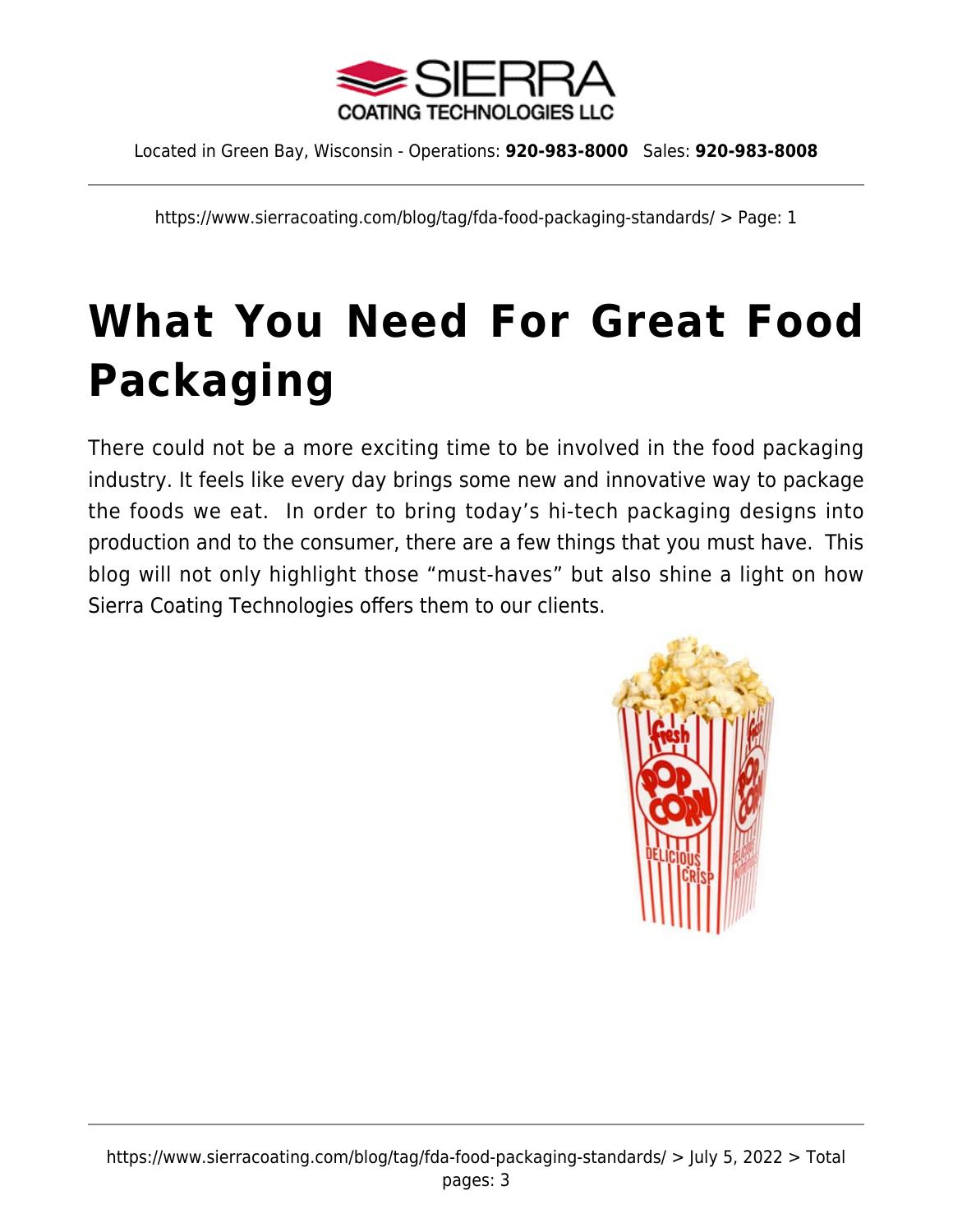# What You Need For Great Food Packaging

There could not be a more exciting time to be involved in the food packaging industry. It feels like every day brings some new and innovative way to package the foods we eat.  In order to bring today's hi-tech packaging designs into production and to the consumer, there are a few things that you must have.  This blog will not only highlight those "must-haves" but also shine a light on how Sierra Coating Technologies offers them to our clients.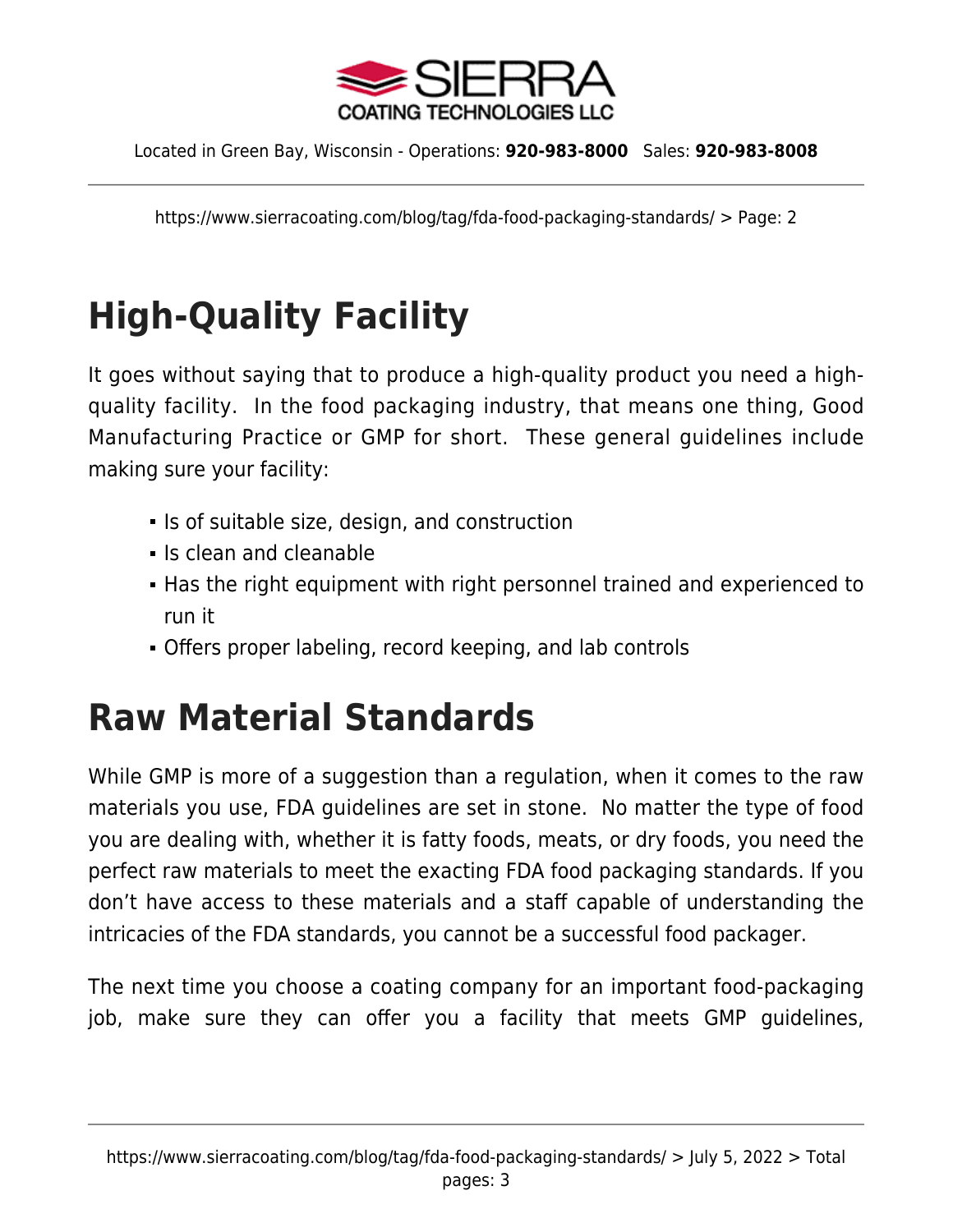## High-Quality Facility

It goes without saying that to produce a high-quality product you need a high-quality facility. In the food packaging industry, that means one thing, Good Manufacturing Practice or GMP for short. These general guidelines include making sure your facility:

- Is of suitable size, design, and construction
- Is clean and cleanable
- Has the right equipment with right personnel trained and experienced to run it
- Offers proper labeling, record keeping, and lab controls

## Raw Material Standards

While GMP is more of a suggestion than a regulation, when it comes to the raw materials you use, FDA guidelines are set in stone. No matter the type of food you are dealing with, whether it is fatty foods, meats, or dry foods, you need the perfect raw materials to meet the exacting FDA food packaging standards. If you don't have access to these materials and a staff capable of understanding the intricacies of the FDA standards, you cannot be a successful food packager.

The next time you choose a coating company for an important food-packaging job, make sure they can offer you a facility that meets GMP guidelines,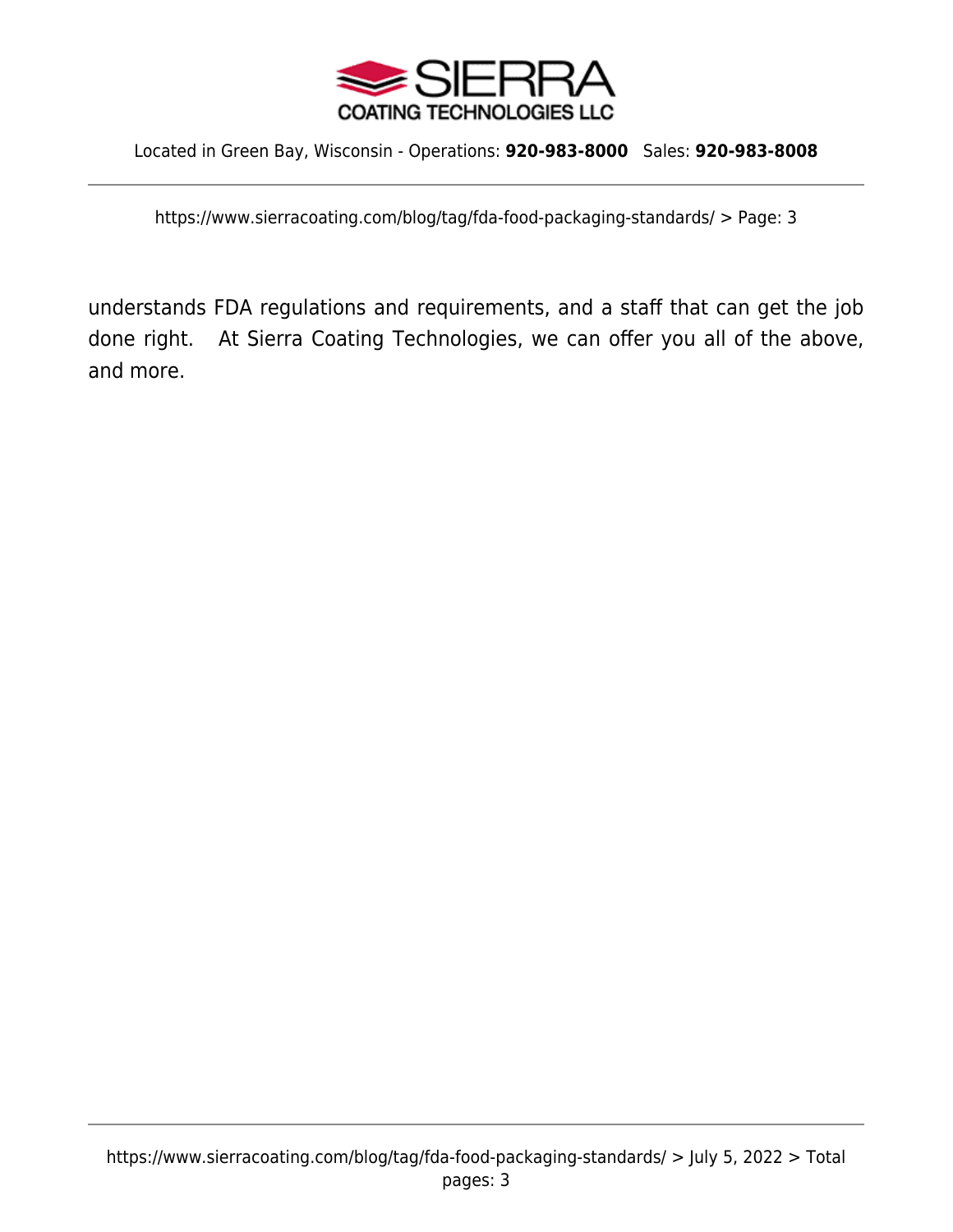understands FDA regulations and requirements, and a staff that can get the job done right.  At Sierra Coating Technologies, we can offer you all of the above, and more.